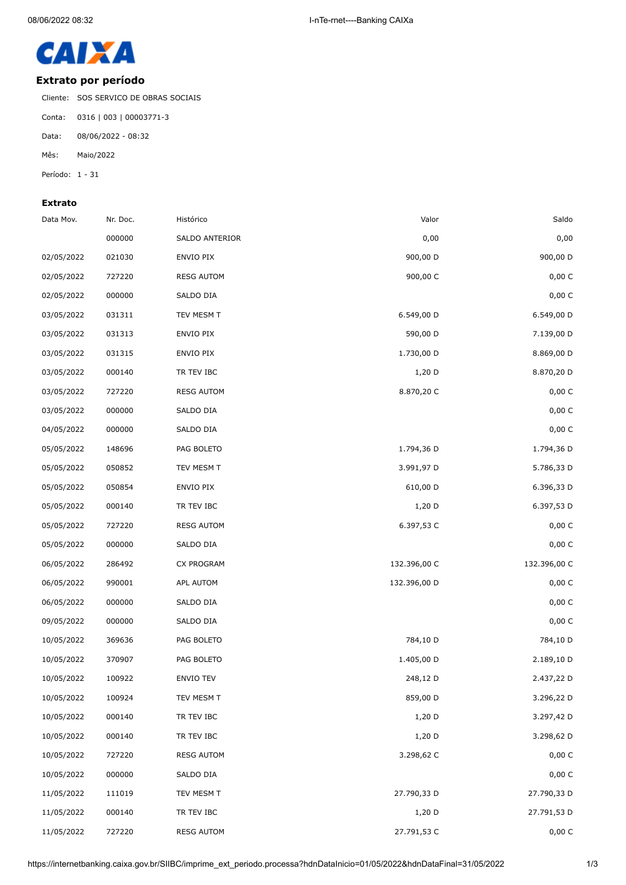CAIXA

## Extrato por período

Cliente: SOS SERVICO DE OBRAS SOCIAIS

Conta: 0316 | 003 | 00003771-3

Data: 08/06/2022 - 08:32

Mês: Maio/2022

Período: 1 - 31

### Extrato

| Data Mov. | Nr. Doc. | Histórico | Valor | Saldo |
|---|---|---|---|---|
| | 000000 | SALDO ANTERIOR | 0,00 | 0,00 |
| 02/05/2022 | 021030 | ENVIO PIX | 900,00 D | 900,00 D |
| 02/05/2022 | 727220 | RESG AUTOM | 900,00 C | 0,00 C |
| 02/05/2022 | 000000 | SALDO DIA | | 0,00 C |
| 03/05/2022 | 031311 | TEV MESM T | 6.549,00 D | 6.549,00 D |
| 03/05/2022 | 031313 | ENVIO PIX | 590,00 D | 7.139,00 D |
| 03/05/2022 | 031315 | ENVIO PIX | 1.730,00 D | 8.869,00 D |
| 03/05/2022 | 000140 | TR TEV IBC | 1,20 D | 8.870,20 D |
| 03/05/2022 | 727220 | RESG AUTOM | 8.870,20 C | 0,00 C |
| 03/05/2022 | 000000 | SALDO DIA | | 0,00 C |
| 04/05/2022 | 000000 | SALDO DIA | | 0,00 C |
| 05/05/2022 | 148696 | PAG BOLETO | 1.794,36 D | 1.794,36 D |
| 05/05/2022 | 050852 | TEV MESM T | 3.991,97 D | 5.786,33 D |
| 05/05/2022 | 050854 | ENVIO PIX | 610,00 D | 6.396,33 D |
| 05/05/2022 | 000140 | TR TEV IBC | 1,20 D | 6.397,53 D |
| 05/05/2022 | 727220 | RESG AUTOM | 6.397,53 C | 0,00 C |
| 05/05/2022 | 000000 | SALDO DIA | | 0,00 C |
| 06/05/2022 | 286492 | CX PROGRAM | 132.396,00 C | 132.396,00 C |
| 06/05/2022 | 990001 | APL AUTOM | 132.396,00 D | 0,00 C |
| 06/05/2022 | 000000 | SALDO DIA | | 0,00 C |
| 09/05/2022 | 000000 | SALDO DIA | | 0,00 C |
| 10/05/2022 | 369636 | PAG BOLETO | 784,10 D | 784,10 D |
| 10/05/2022 | 370907 | PAG BOLETO | 1.405,00 D | 2.189,10 D |
| 10/05/2022 | 100922 | ENVIO TEV | 248,12 D | 2.437,22 D |
| 10/05/2022 | 100924 | TEV MESM T | 859,00 D | 3.296,22 D |
| 10/05/2022 | 000140 | TR TEV IBC | 1,20 D | 3.297,42 D |
| 10/05/2022 | 000140 | TR TEV IBC | 1,20 D | 3.298,62 D |
| 10/05/2022 | 727220 | RESG AUTOM | 3.298,62 C | 0,00 C |
| 10/05/2022 | 000000 | SALDO DIA | | 0,00 C |
| 11/05/2022 | 111019 | TEV MESM T | 27.790,33 D | 27.790,33 D |
| 11/05/2022 | 000140 | TR TEV IBC | 1,20 D | 27.791,53 D |
| 11/05/2022 | 727220 | RESG AUTOM | 27.791,53 C | 0,00 C |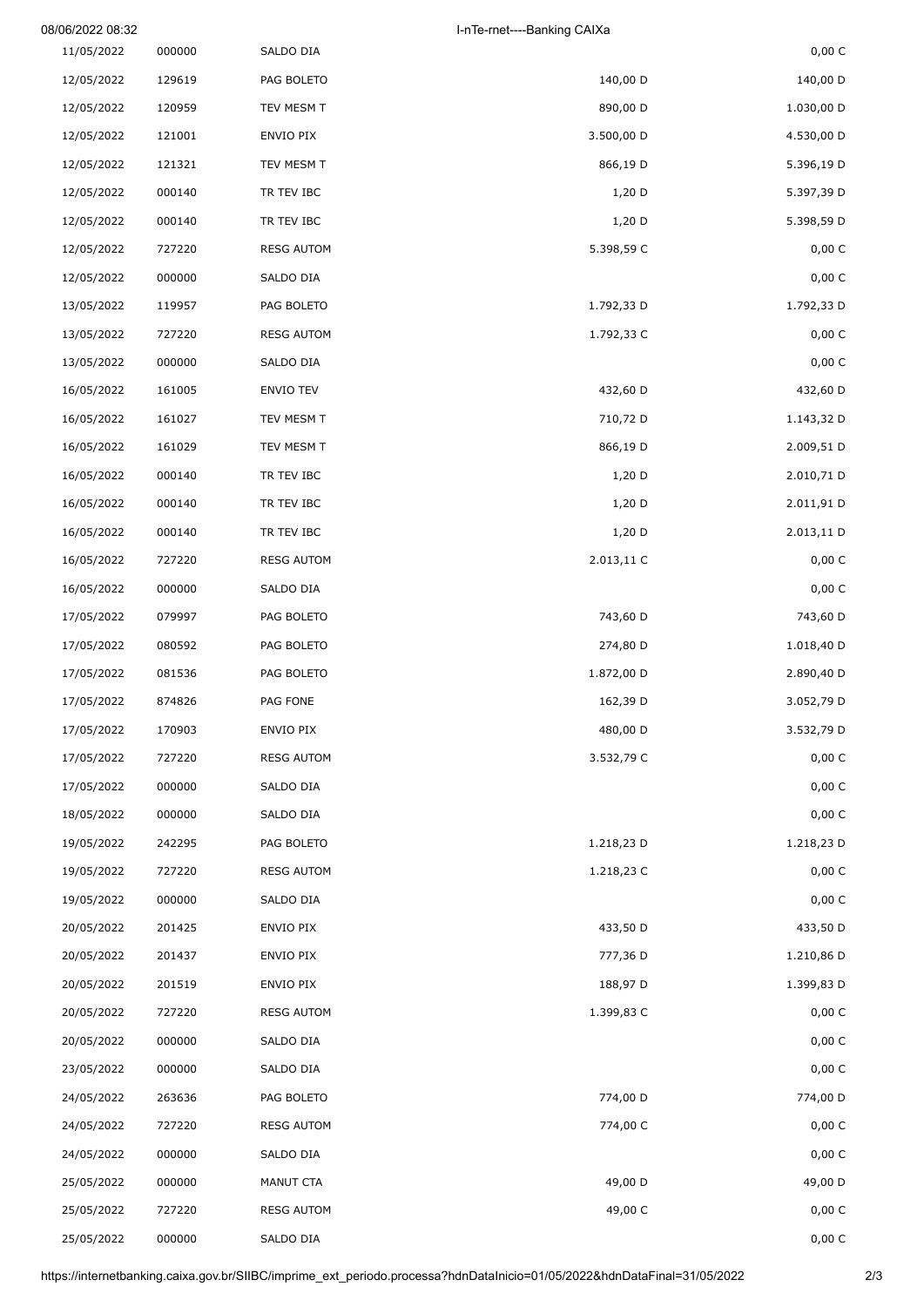| | | | | |
|---|---|---|---|---|
| 11/05/2022 | 000000 | SALDO DIA | | 0,00 C |
| 12/05/2022 | 129619 | PAG BOLETO | 140,00 D | 140,00 D |
| 12/05/2022 | 120959 | TEV MESM T | 890,00 D | 1.030,00 D |
| 12/05/2022 | 121001 | ENVIO PIX | 3.500,00 D | 4.530,00 D |
| 12/05/2022 | 121321 | TEV MESM T | 866,19 D | 5.396,19 D |
| 12/05/2022 | 000140 | TR TEV IBC | 1,20 D | 5.397,39 D |
| 12/05/2022 | 000140 | TR TEV IBC | 1,20 D | 5.398,59 D |
| 12/05/2022 | 727220 | RESG AUTOM | 5.398,59 C | 0,00 C |
| 12/05/2022 | 000000 | SALDO DIA | | 0,00 C |
| 13/05/2022 | 119957 | PAG BOLETO | 1.792,33 D | 1.792,33 D |
| 13/05/2022 | 727220 | RESG AUTOM | 1.792,33 C | 0,00 C |
| 13/05/2022 | 000000 | SALDO DIA | | 0,00 C |
| 16/05/2022 | 161005 | ENVIO TEV | 432,60 D | 432,60 D |
| 16/05/2022 | 161027 | TEV MESM T | 710,72 D | 1.143,32 D |
| 16/05/2022 | 161029 | TEV MESM T | 866,19 D | 2.009,51 D |
| 16/05/2022 | 000140 | TR TEV IBC | 1,20 D | 2.010,71 D |
| 16/05/2022 | 000140 | TR TEV IBC | 1,20 D | 2.011,91 D |
| 16/05/2022 | 000140 | TR TEV IBC | 1,20 D | 2.013,11 D |
| 16/05/2022 | 727220 | RESG AUTOM | 2.013,11 C | 0,00 C |
| 16/05/2022 | 000000 | SALDO DIA | | 0,00 C |
| 17/05/2022 | 079997 | PAG BOLETO | 743,60 D | 743,60 D |
| 17/05/2022 | 080592 | PAG BOLETO | 274,80 D | 1.018,40 D |
| 17/05/2022 | 081536 | PAG BOLETO | 1.872,00 D | 2.890,40 D |
| 17/05/2022 | 874826 | PAG FONE | 162,39 D | 3.052,79 D |
| 17/05/2022 | 170903 | ENVIO PIX | 480,00 D | 3.532,79 D |
| 17/05/2022 | 727220 | RESG AUTOM | 3.532,79 C | 0,00 C |
| 17/05/2022 | 000000 | SALDO DIA | | 0,00 C |
| 18/05/2022 | 000000 | SALDO DIA | | 0,00 C |
| 19/05/2022 | 242295 | PAG BOLETO | 1.218,23 D | 1.218,23 D |
| 19/05/2022 | 727220 | RESG AUTOM | 1.218,23 C | 0,00 C |
| 19/05/2022 | 000000 | SALDO DIA | | 0,00 C |
| 20/05/2022 | 201425 | ENVIO PIX | 433,50 D | 433,50 D |
| 20/05/2022 | 201437 | ENVIO PIX | 777,36 D | 1.210,86 D |
| 20/05/2022 | 201519 | ENVIO PIX | 188,97 D | 1.399,83 D |
| 20/05/2022 | 727220 | RESG AUTOM | 1.399,83 C | 0,00 C |
| 20/05/2022 | 000000 | SALDO DIA | | 0,00 C |
| 23/05/2022 | 000000 | SALDO DIA | | 0,00 C |
| 24/05/2022 | 263636 | PAG BOLETO | 774,00 D | 774,00 D |
| 24/05/2022 | 727220 | RESG AUTOM | 774,00 C | 0,00 C |
| 24/05/2022 | 000000 | SALDO DIA | | 0,00 C |
| 25/05/2022 | 000000 | MANUT CTA | 49,00 D | 49,00 D |
| 25/05/2022 | 727220 | RESG AUTOM | 49,00 C | 0,00 C |
| 25/05/2022 | 000000 | SALDO DIA | | 0,00 C |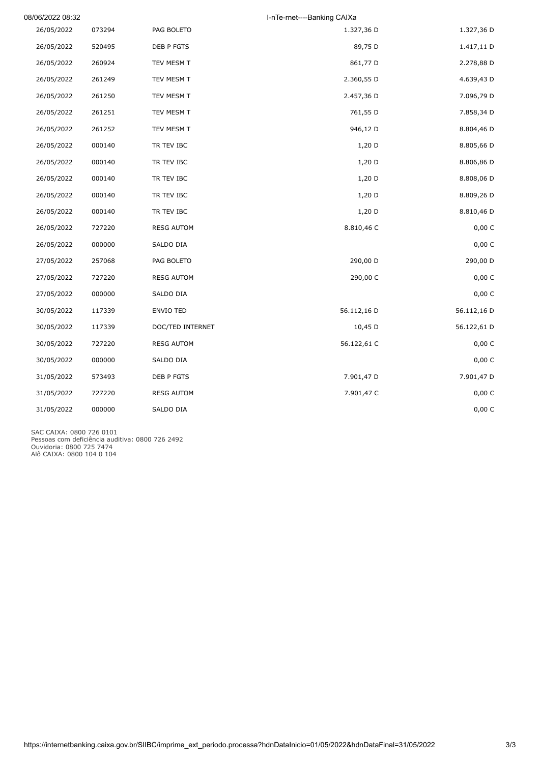| | | | | |
|---|---|---|---|---|
| 26/05/2022 | 073294 | PAG BOLETO | 1.327,36 D | 1.327,36 D |
| 26/05/2022 | 520495 | DEB P FGTS | 89,75 D | 1.417,11 D |
| 26/05/2022 | 260924 | TEV MESM T | 861,77 D | 2.278,88 D |
| 26/05/2022 | 261249 | TEV MESM T | 2.360,55 D | 4.639,43 D |
| 26/05/2022 | 261250 | TEV MESM T | 2.457,36 D | 7.096,79 D |
| 26/05/2022 | 261251 | TEV MESM T | 761,55 D | 7.858,34 D |
| 26/05/2022 | 261252 | TEV MESM T | 946,12 D | 8.804,46 D |
| 26/05/2022 | 000140 | TR TEV IBC | 1,20 D | 8.805,66 D |
| 26/05/2022 | 000140 | TR TEV IBC | 1,20 D | 8.806,86 D |
| 26/05/2022 | 000140 | TR TEV IBC | 1,20 D | 8.808,06 D |
| 26/05/2022 | 000140 | TR TEV IBC | 1,20 D | 8.809,26 D |
| 26/05/2022 | 000140 | TR TEV IBC | 1,20 D | 8.810,46 D |
| 26/05/2022 | 727220 | RESG AUTOM | 8.810,46 C | 0,00 C |
| 26/05/2022 | 000000 | SALDO DIA | | 0,00 C |
| 27/05/2022 | 257068 | PAG BOLETO | 290,00 D | 290,00 D |
| 27/05/2022 | 727220 | RESG AUTOM | 290,00 C | 0,00 C |
| 27/05/2022 | 000000 | SALDO DIA | | 0,00 C |
| 30/05/2022 | 117339 | ENVIO TED | 56.112,16 D | 56.112,16 D |
| 30/05/2022 | 117339 | DOC/TED INTERNET | 10,45 D | 56.122,61 D |
| 30/05/2022 | 727220 | RESG AUTOM | 56.122,61 C | 0,00 C |
| 30/05/2022 | 000000 | SALDO DIA | | 0,00 C |
| 31/05/2022 | 573493 | DEB P FGTS | 7.901,47 D | 7.901,47 D |
| 31/05/2022 | 727220 | RESG AUTOM | 7.901,47 C | 0,00 C |
| 31/05/2022 | 000000 | SALDO DIA | | 0,00 C |

SAC CAIXA: 0800 726 0101
Pessoas com deficiência auditiva: 0800 726 2492
Ouvidoria: 0800 725 7474
Alô CAIXA: 0800 104 0 104